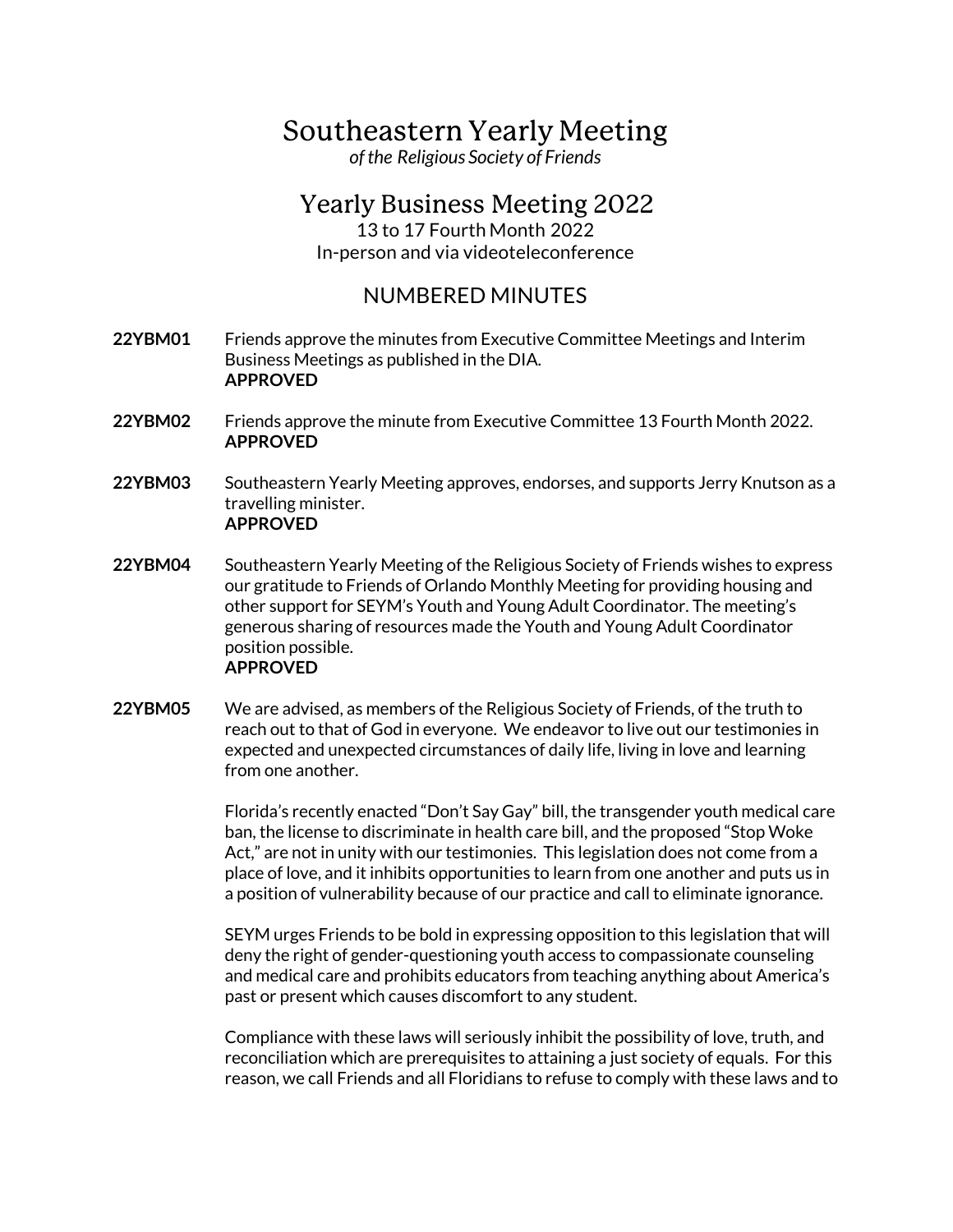# Southeastern Yearly Meeting

*of the Religious Society of Friends*

## Yearly Business Meeting 2022

13 to 17 Fourth Month 2022
In-person and via videoteleconference

### NUMBERED MINUTES

**22YBM01** Friends approve the minutes from Executive Committee Meetings and Interim Business Meetings as published in the DIA.
**APPROVED**

**22YBM02** Friends approve the minute from Executive Committee 13 Fourth Month 2022.
**APPROVED**

**22YBM03** Southeastern Yearly Meeting approves, endorses, and supports Jerry Knutson as a travelling minister.
**APPROVED**

**22YBM04** Southeastern Yearly Meeting of the Religious Society of Friends wishes to express our gratitude to Friends of Orlando Monthly Meeting for providing housing and other support for SEYM's Youth and Young Adult Coordinator. The meeting's generous sharing of resources made the Youth and Young Adult Coordinator position possible.
**APPROVED**

**22YBM05** We are advised, as members of the Religious Society of Friends, of the truth to reach out to that of God in everyone. We endeavor to live out our testimonies in expected and unexpected circumstances of daily life, living in love and learning from one another.

Florida's recently enacted "Don't Say Gay" bill, the transgender youth medical care ban, the license to discriminate in health care bill, and the proposed "Stop Woke Act," are not in unity with our testimonies. This legislation does not come from a place of love, and it inhibits opportunities to learn from one another and puts us in a position of vulnerability because of our practice and call to eliminate ignorance.

SEYM urges Friends to be bold in expressing opposition to this legislation that will deny the right of gender-questioning youth access to compassionate counseling and medical care and prohibits educators from teaching anything about America's past or present which causes discomfort to any student.

Compliance with these laws will seriously inhibit the possibility of love, truth, and reconciliation which are prerequisites to attaining a just society of equals. For this reason, we call Friends and all Floridians to refuse to comply with these laws and to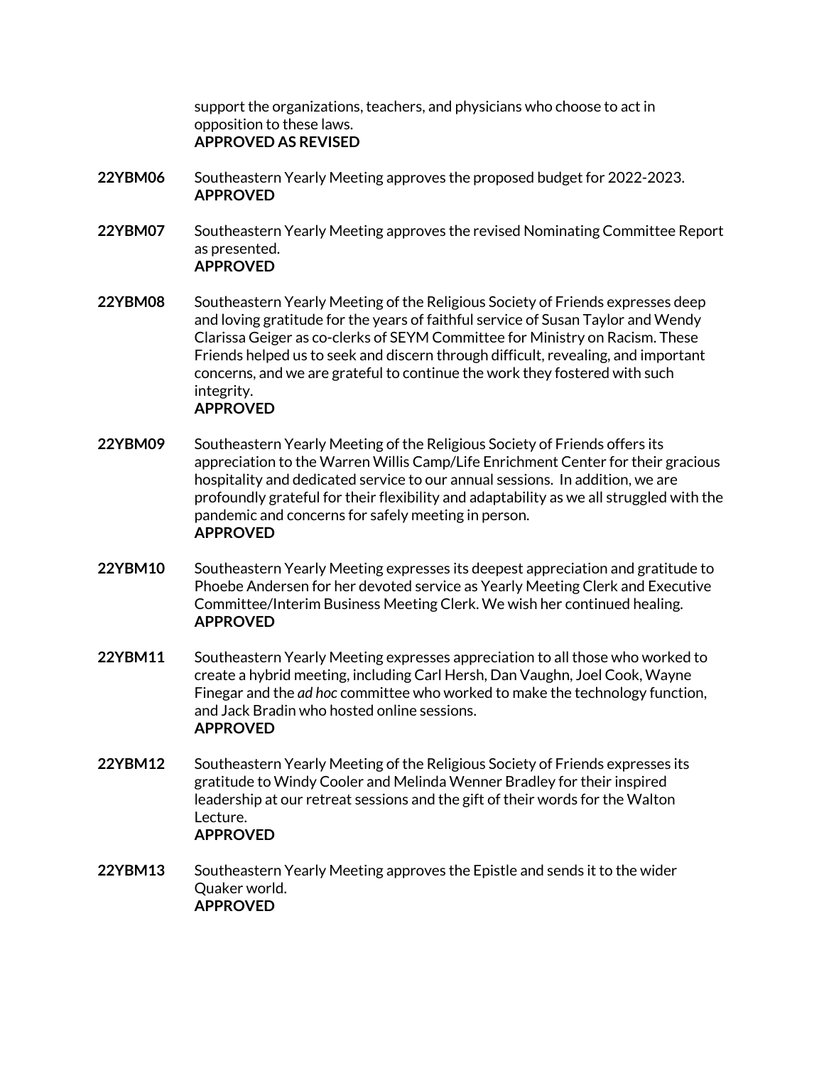support the organizations, teachers, and physicians who choose to act in opposition to these laws.
**APPROVED AS REVISED**

**22YBM06** Southeastern Yearly Meeting approves the proposed budget for 2022-2023.
**APPROVED**

**22YBM07** Southeastern Yearly Meeting approves the revised Nominating Committee Report as presented.
**APPROVED**

**22YBM08** Southeastern Yearly Meeting of the Religious Society of Friends expresses deep and loving gratitude for the years of faithful service of Susan Taylor and Wendy Clarissa Geiger as co-clerks of SEYM Committee for Ministry on Racism. These Friends helped us to seek and discern through difficult, revealing, and important concerns, and we are grateful to continue the work they fostered with such integrity.
**APPROVED**

**22YBM09** Southeastern Yearly Meeting of the Religious Society of Friends offers its appreciation to the Warren Willis Camp/Life Enrichment Center for their gracious hospitality and dedicated service to our annual sessions. In addition, we are profoundly grateful for their flexibility and adaptability as we all struggled with the pandemic and concerns for safely meeting in person.
**APPROVED**

**22YBM10** Southeastern Yearly Meeting expresses its deepest appreciation and gratitude to Phoebe Andersen for her devoted service as Yearly Meeting Clerk and Executive Committee/Interim Business Meeting Clerk. We wish her continued healing.
**APPROVED**

**22YBM11** Southeastern Yearly Meeting expresses appreciation to all those who worked to create a hybrid meeting, including Carl Hersh, Dan Vaughn, Joel Cook, Wayne Finegar and the *ad hoc* committee who worked to make the technology function, and Jack Bradin who hosted online sessions.
**APPROVED**

**22YBM12** Southeastern Yearly Meeting of the Religious Society of Friends expresses its gratitude to Windy Cooler and Melinda Wenner Bradley for their inspired leadership at our retreat sessions and the gift of their words for the Walton Lecture.
**APPROVED**

**22YBM13** Southeastern Yearly Meeting approves the Epistle and sends it to the wider Quaker world.
**APPROVED**